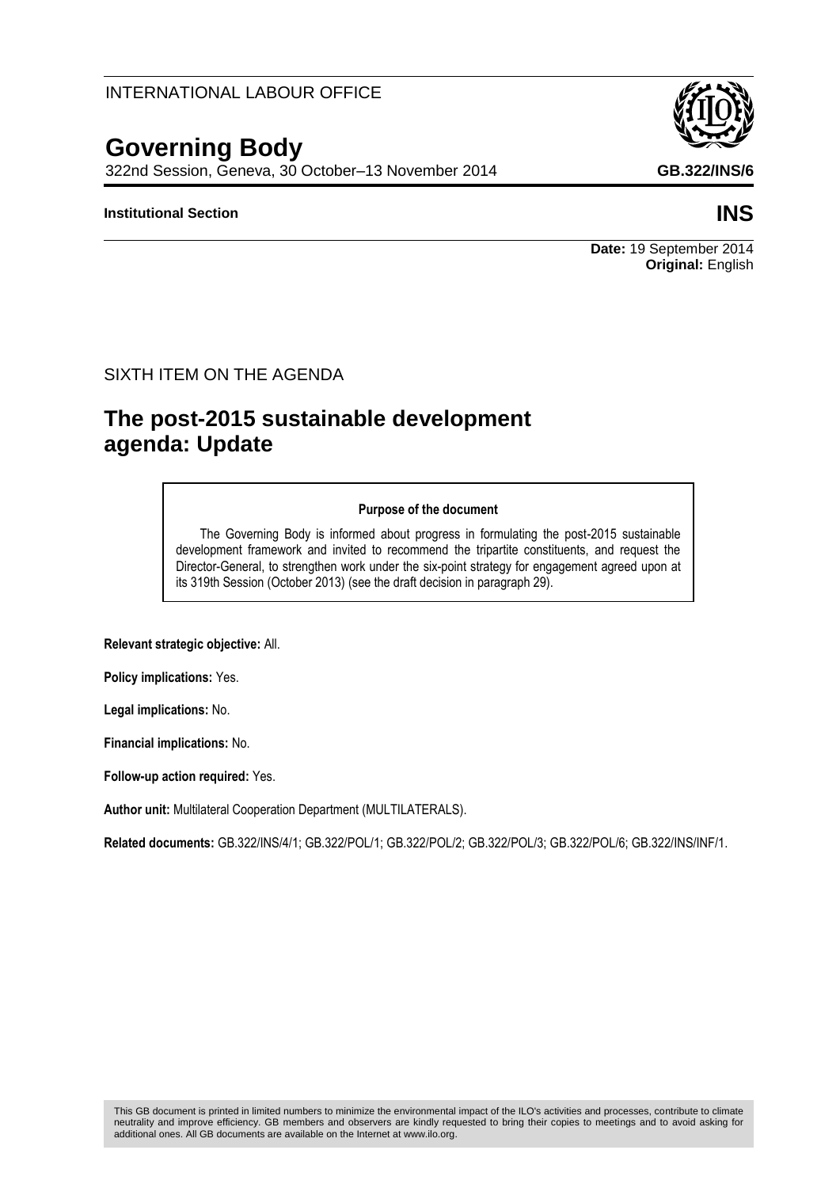INTERNATIONAL LABOUR OFFICE

# Governing Body

322nd Session, Geneva, 30 October–13 November 2014

**GB.322/INS/6**

**Institutional Section**

**INS**

**Date:** 19 September 2014
**Original:** English

SIXTH ITEM ON THE AGENDA

## The post-2015 sustainable development agenda: Update

**Purpose of the document**

The Governing Body is informed about progress in formulating the post-2015 sustainable development framework and invited to recommend the tripartite constituents, and request the Director-General, to strengthen work under the six-point strategy for engagement agreed upon at its 319th Session (October 2013) (see the draft decision in paragraph 29).

**Relevant strategic objective:** All.

**Policy implications:** Yes.

**Legal implications:** No.

**Financial implications:** No.

**Follow-up action required:** Yes.

**Author unit:** Multilateral Cooperation Department (MULTILATERALS).

**Related documents:** GB.322/INS/4/1; GB.322/POL/1; GB.322/POL/2; GB.322/POL/3; GB.322/POL/6; GB.322/INS/INF/1.

This GB document is printed in limited numbers to minimize the environmental impact of the ILO's activities and processes, contribute to climate neutrality and improve efficiency. GB members and observers are kindly requested to bring their copies to meetings and to avoid asking for additional ones. All GB documents are available on the Internet at www.ilo.org.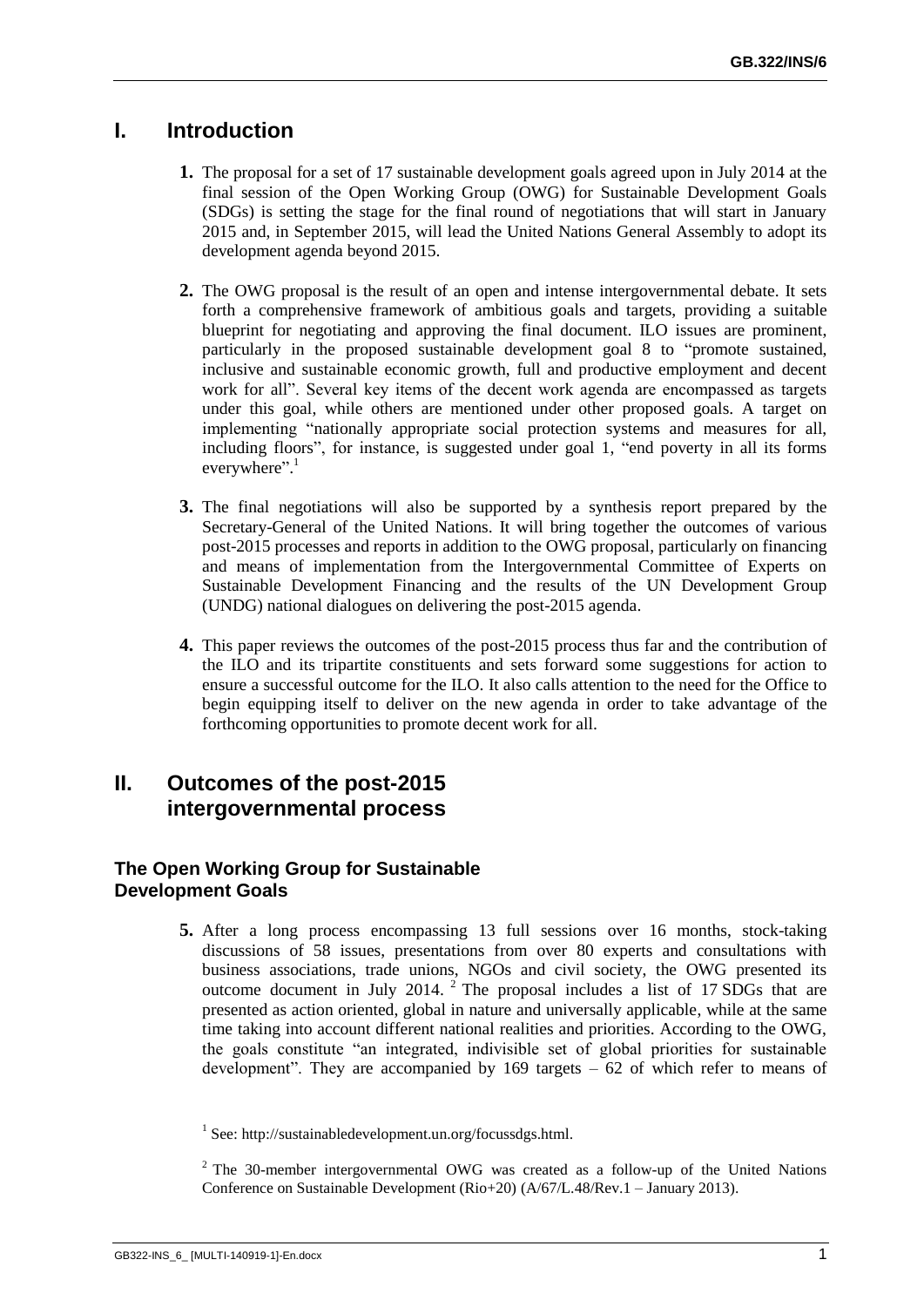## I. Introduction

**1.** The proposal for a set of 17 sustainable development goals agreed upon in July 2014 at the final session of the Open Working Group (OWG) for Sustainable Development Goals (SDGs) is setting the stage for the final round of negotiations that will start in January 2015 and, in September 2015, will lead the United Nations General Assembly to adopt its development agenda beyond 2015.

**2.** The OWG proposal is the result of an open and intense intergovernmental debate. It sets forth a comprehensive framework of ambitious goals and targets, providing a suitable blueprint for negotiating and approving the final document. ILO issues are prominent, particularly in the proposed sustainable development goal 8 to "promote sustained, inclusive and sustainable economic growth, full and productive employment and decent work for all". Several key items of the decent work agenda are encompassed as targets under this goal, while others are mentioned under other proposed goals. A target on implementing "nationally appropriate social protection systems and measures for all, including floors", for instance, is suggested under goal 1, "end poverty in all its forms everywhere".[1]

**3.** The final negotiations will also be supported by a synthesis report prepared by the Secretary-General of the United Nations. It will bring together the outcomes of various post-2015 processes and reports in addition to the OWG proposal, particularly on financing and means of implementation from the Intergovernmental Committee of Experts on Sustainable Development Financing and the results of the UN Development Group (UNDG) national dialogues on delivering the post-2015 agenda.

**4.** This paper reviews the outcomes of the post-2015 process thus far and the contribution of the ILO and its tripartite constituents and sets forward some suggestions for action to ensure a successful outcome for the ILO. It also calls attention to the need for the Office to begin equipping itself to deliver on the new agenda in order to take advantage of the forthcoming opportunities to promote decent work for all.

## II. Outcomes of the post-2015 intergovernmental process

### The Open Working Group for Sustainable Development Goals

**5.** After a long process encompassing 13 full sessions over 16 months, stock-taking discussions of 58 issues, presentations from over 80 experts and consultations with business associations, trade unions, NGOs and civil society, the OWG presented its outcome document in July 2014.[2] The proposal includes a list of 17 SDGs that are presented as action oriented, global in nature and universally applicable, while at the same time taking into account different national realities and priorities. According to the OWG, the goals constitute "an integrated, indivisible set of global priorities for sustainable development". They are accompanied by 169 targets – 62 of which refer to means of

---

[1] See: http://sustainabledevelopment.un.org/focussdgs.html.

[2] The 30-member intergovernmental OWG was created as a follow-up of the United Nations Conference on Sustainable Development (Rio+20) (A/67/L.48/Rev.1 – January 2013).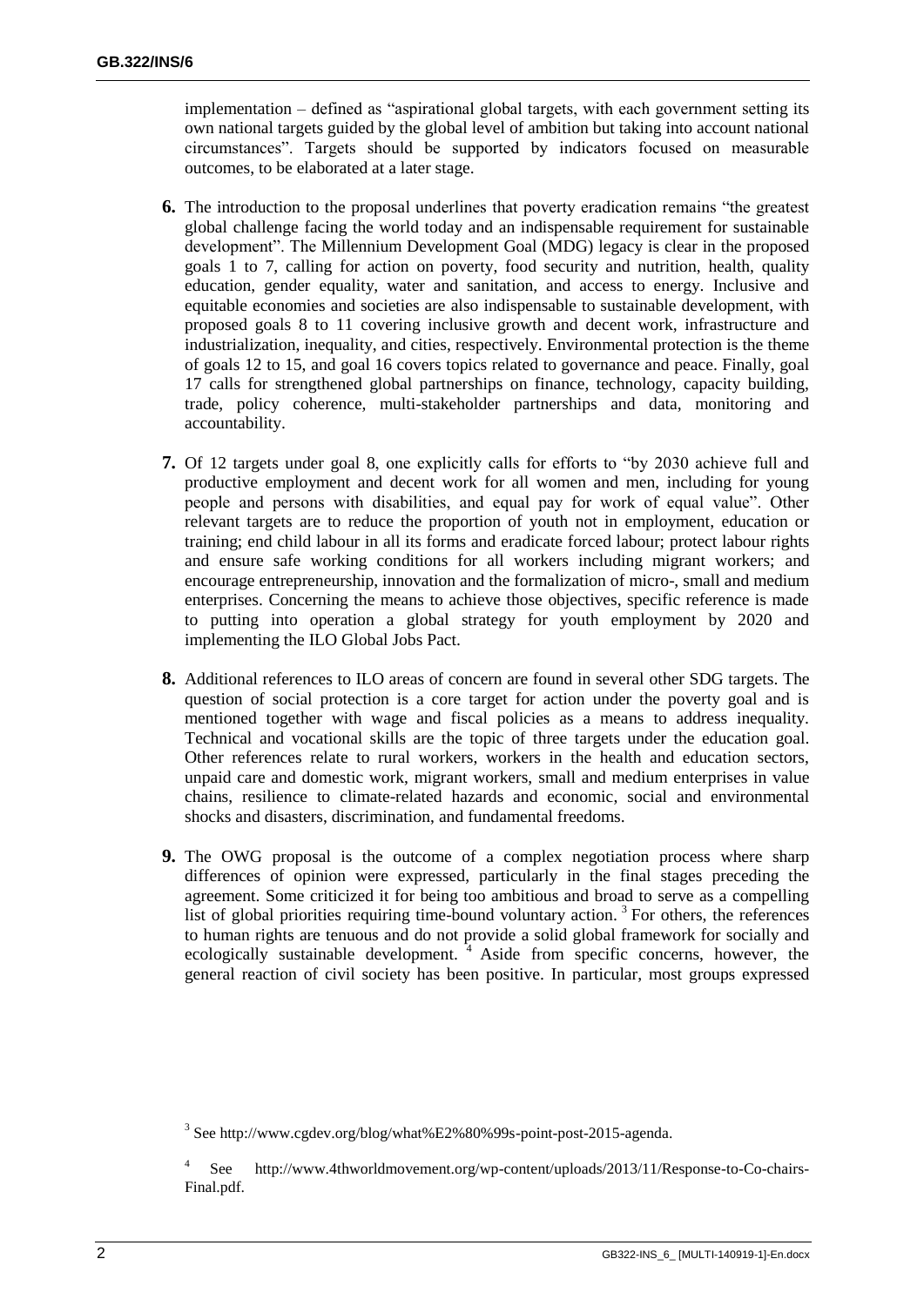implementation – defined as "aspirational global targets, with each government setting its own national targets guided by the global level of ambition but taking into account national circumstances". Targets should be supported by indicators focused on measurable outcomes, to be elaborated at a later stage.

**6.** The introduction to the proposal underlines that poverty eradication remains "the greatest global challenge facing the world today and an indispensable requirement for sustainable development". The Millennium Development Goal (MDG) legacy is clear in the proposed goals 1 to 7, calling for action on poverty, food security and nutrition, health, quality education, gender equality, water and sanitation, and access to energy. Inclusive and equitable economies and societies are also indispensable to sustainable development, with proposed goals 8 to 11 covering inclusive growth and decent work, infrastructure and industrialization, inequality, and cities, respectively. Environmental protection is the theme of goals 12 to 15, and goal 16 covers topics related to governance and peace. Finally, goal 17 calls for strengthened global partnerships on finance, technology, capacity building, trade, policy coherence, multi-stakeholder partnerships and data, monitoring and accountability.

**7.** Of 12 targets under goal 8, one explicitly calls for efforts to "by 2030 achieve full and productive employment and decent work for all women and men, including for young people and persons with disabilities, and equal pay for work of equal value". Other relevant targets are to reduce the proportion of youth not in employment, education or training; end child labour in all its forms and eradicate forced labour; protect labour rights and ensure safe working conditions for all workers including migrant workers; and encourage entrepreneurship, innovation and the formalization of micro-, small and medium enterprises. Concerning the means to achieve those objectives, specific reference is made to putting into operation a global strategy for youth employment by 2020 and implementing the ILO Global Jobs Pact.

**8.** Additional references to ILO areas of concern are found in several other SDG targets. The question of social protection is a core target for action under the poverty goal and is mentioned together with wage and fiscal policies as a means to address inequality. Technical and vocational skills are the topic of three targets under the education goal. Other references relate to rural workers, workers in the health and education sectors, unpaid care and domestic work, migrant workers, small and medium enterprises in value chains, resilience to climate-related hazards and economic, social and environmental shocks and disasters, discrimination, and fundamental freedoms.

**9.** The OWG proposal is the outcome of a complex negotiation process where sharp differences of opinion were expressed, particularly in the final stages preceding the agreement. Some criticized it for being too ambitious and broad to serve as a compelling list of global priorities requiring time-bound voluntary action. [3] For others, the references to human rights are tenuous and do not provide a solid global framework for socially and ecologically sustainable development. [4] Aside from specific concerns, however, the general reaction of civil society has been positive. In particular, most groups expressed

[3] See http://www.cgdev.org/blog/what%E2%80%99s-point-post-2015-agenda.

[4] See http://www.4thworldmovement.org/wp-content/uploads/2013/11/Response-to-Co-chairs-Final.pdf.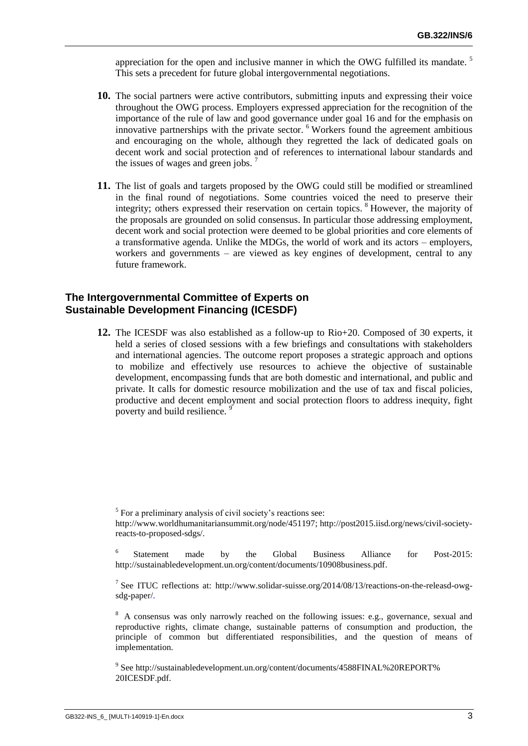appreciation for the open and inclusive manner in which the OWG fulfilled its mandate. [5] This sets a precedent for future global intergovernmental negotiations.

**10.** The social partners were active contributors, submitting inputs and expressing their voice throughout the OWG process. Employers expressed appreciation for the recognition of the importance of the rule of law and good governance under goal 16 and for the emphasis on innovative partnerships with the private sector. [6] Workers found the agreement ambitious and encouraging on the whole, although they regretted the lack of dedicated goals on decent work and social protection and of references to international labour standards and the issues of wages and green jobs. [7]

**11.** The list of goals and targets proposed by the OWG could still be modified or streamlined in the final round of negotiations. Some countries voiced the need to preserve their integrity; others expressed their reservation on certain topics. [8] However, the majority of the proposals are grounded on solid consensus. In particular those addressing employment, decent work and social protection were deemed to be global priorities and core elements of a transformative agenda. Unlike the MDGs, the world of work and its actors – employers, workers and governments – are viewed as key engines of development, central to any future framework.

## The Intergovernmental Committee of Experts on Sustainable Development Financing (ICESDF)

**12.** The ICESDF was also established as a follow-up to Rio+20. Composed of 30 experts, it held a series of closed sessions with a few briefings and consultations with stakeholders and international agencies. The outcome report proposes a strategic approach and options to mobilize and effectively use resources to achieve the objective of sustainable development, encompassing funds that are both domestic and international, and public and private. It calls for domestic resource mobilization and the use of tax and fiscal policies, productive and decent employment and social protection floors to address inequity, fight poverty and build resilience. [9]

---

[5] For a preliminary analysis of civil society's reactions see: http://www.worldhumanitariansummit.org/node/451197; http://post2015.iisd.org/news/civil-society-reacts-to-proposed-sdgs/.

[6] Statement made by the Global Business Alliance for Post-2015: http://sustainabledevelopment.un.org/content/documents/10908business.pdf.

[7] See ITUC reflections at: http://www.solidar-suisse.org/2014/08/13/reactions-on-the-releasd-owg-sdg-paper/.

[8] A consensus was only narrowly reached on the following issues: e.g., governance, sexual and reproductive rights, climate change, sustainable patterns of consumption and production, the principle of common but differentiated responsibilities, and the question of means of implementation.

[9] See http://sustainabledevelopment.un.org/content/documents/4588FINAL%20REPORT%20ICESDF.pdf.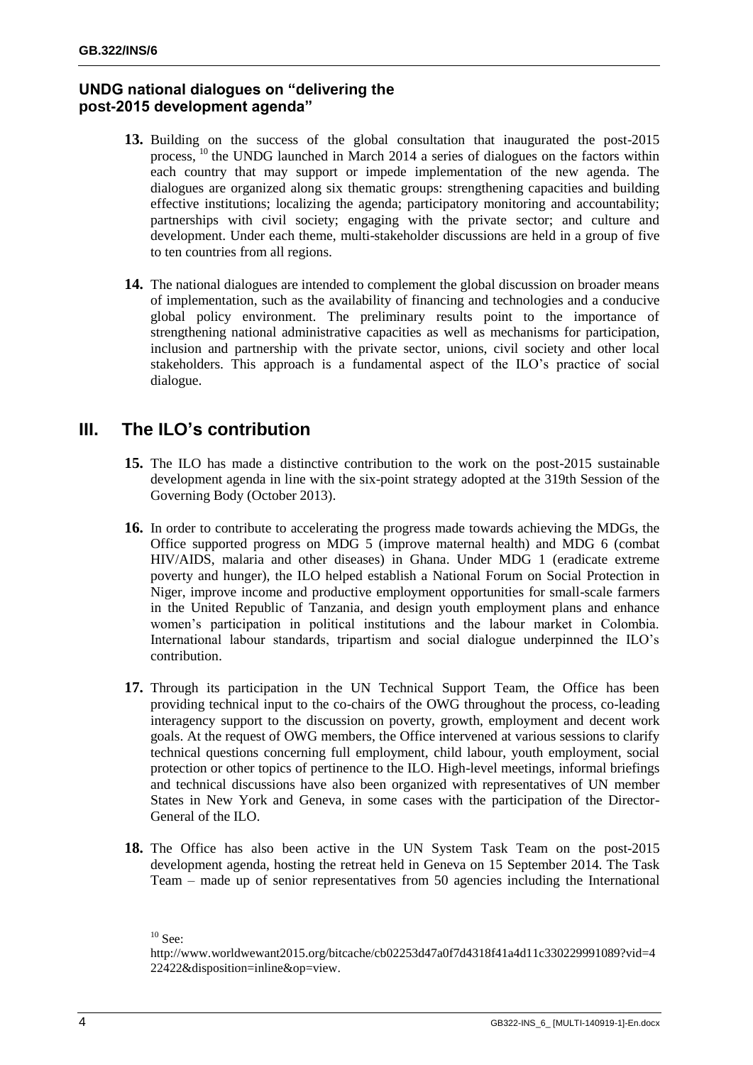### UNDG national dialogues on "delivering the post-2015 development agenda"

**13.** Building on the success of the global consultation that inaugurated the post-2015 process, [10] the UNDG launched in March 2014 a series of dialogues on the factors within each country that may support or impede implementation of the new agenda. The dialogues are organized along six thematic groups: strengthening capacities and building effective institutions; localizing the agenda; participatory monitoring and accountability; partnerships with civil society; engaging with the private sector; and culture and development. Under each theme, multi-stakeholder discussions are held in a group of five to ten countries from all regions.

**14.** The national dialogues are intended to complement the global discussion on broader means of implementation, such as the availability of financing and technologies and a conducive global policy environment. The preliminary results point to the importance of strengthening national administrative capacities as well as mechanisms for participation, inclusion and partnership with the private sector, unions, civil society and other local stakeholders. This approach is a fundamental aspect of the ILO's practice of social dialogue.

## III. The ILO's contribution

**15.** The ILO has made a distinctive contribution to the work on the post-2015 sustainable development agenda in line with the six-point strategy adopted at the 319th Session of the Governing Body (October 2013).

**16.** In order to contribute to accelerating the progress made towards achieving the MDGs, the Office supported progress on MDG 5 (improve maternal health) and MDG 6 (combat HIV/AIDS, malaria and other diseases) in Ghana. Under MDG 1 (eradicate extreme poverty and hunger), the ILO helped establish a National Forum on Social Protection in Niger, improve income and productive employment opportunities for small-scale farmers in the United Republic of Tanzania, and design youth employment plans and enhance women's participation in political institutions and the labour market in Colombia. International labour standards, tripartism and social dialogue underpinned the ILO's contribution.

**17.** Through its participation in the UN Technical Support Team, the Office has been providing technical input to the co-chairs of the OWG throughout the process, co-leading interagency support to the discussion on poverty, growth, employment and decent work goals. At the request of OWG members, the Office intervened at various sessions to clarify technical questions concerning full employment, child labour, youth employment, social protection or other topics of pertinence to the ILO. High-level meetings, informal briefings and technical discussions have also been organized with representatives of UN member States in New York and Geneva, in some cases with the participation of the Director-General of the ILO.

**18.** The Office has also been active in the UN System Task Team on the post-2015 development agenda, hosting the retreat held in Geneva on 15 September 2014. The Task Team – made up of senior representatives from 50 agencies including the International

[10] See: http://www.worldwewant2015.org/bitcache/cb02253d47a0f7d4318f41a4d11c330229991089?vid=422422&disposition=inline&op=view.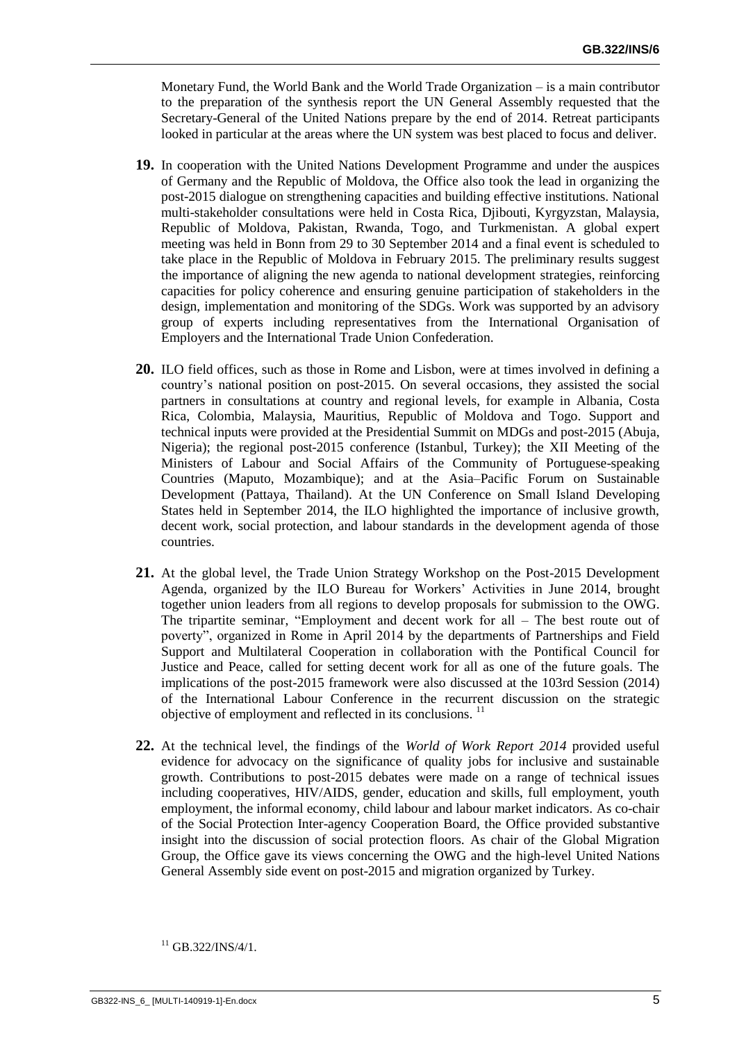Monetary Fund, the World Bank and the World Trade Organization – is a main contributor to the preparation of the synthesis report the UN General Assembly requested that the Secretary-General of the United Nations prepare by the end of 2014. Retreat participants looked in particular at the areas where the UN system was best placed to focus and deliver.

**19.** In cooperation with the United Nations Development Programme and under the auspices of Germany and the Republic of Moldova, the Office also took the lead in organizing the post-2015 dialogue on strengthening capacities and building effective institutions. National multi-stakeholder consultations were held in Costa Rica, Djibouti, Kyrgyzstan, Malaysia, Republic of Moldova, Pakistan, Rwanda, Togo, and Turkmenistan. A global expert meeting was held in Bonn from 29 to 30 September 2014 and a final event is scheduled to take place in the Republic of Moldova in February 2015. The preliminary results suggest the importance of aligning the new agenda to national development strategies, reinforcing capacities for policy coherence and ensuring genuine participation of stakeholders in the design, implementation and monitoring of the SDGs. Work was supported by an advisory group of experts including representatives from the International Organisation of Employers and the International Trade Union Confederation.

**20.** ILO field offices, such as those in Rome and Lisbon, were at times involved in defining a country's national position on post-2015. On several occasions, they assisted the social partners in consultations at country and regional levels, for example in Albania, Costa Rica, Colombia, Malaysia, Mauritius, Republic of Moldova and Togo. Support and technical inputs were provided at the Presidential Summit on MDGs and post-2015 (Abuja, Nigeria); the regional post-2015 conference (Istanbul, Turkey); the XII Meeting of the Ministers of Labour and Social Affairs of the Community of Portuguese-speaking Countries (Maputo, Mozambique); and at the Asia–Pacific Forum on Sustainable Development (Pattaya, Thailand). At the UN Conference on Small Island Developing States held in September 2014, the ILO highlighted the importance of inclusive growth, decent work, social protection, and labour standards in the development agenda of those countries.

**21.** At the global level, the Trade Union Strategy Workshop on the Post-2015 Development Agenda, organized by the ILO Bureau for Workers' Activities in June 2014, brought together union leaders from all regions to develop proposals for submission to the OWG. The tripartite seminar, "Employment and decent work for all – The best route out of poverty", organized in Rome in April 2014 by the departments of Partnerships and Field Support and Multilateral Cooperation in collaboration with the Pontifical Council for Justice and Peace, called for setting decent work for all as one of the future goals. The implications of the post-2015 framework were also discussed at the 103rd Session (2014) of the International Labour Conference in the recurrent discussion on the strategic objective of employment and reflected in its conclusions. [11]

**22.** At the technical level, the findings of the *World of Work Report 2014* provided useful evidence for advocacy on the significance of quality jobs for inclusive and sustainable growth. Contributions to post-2015 debates were made on a range of technical issues including cooperatives, HIV/AIDS, gender, education and skills, full employment, youth employment, the informal economy, child labour and labour market indicators. As co-chair of the Social Protection Inter-agency Cooperation Board, the Office provided substantive insight into the discussion of social protection floors. As chair of the Global Migration Group, the Office gave its views concerning the OWG and the high-level United Nations General Assembly side event on post-2015 and migration organized by Turkey.

[11] GB.322/INS/4/1.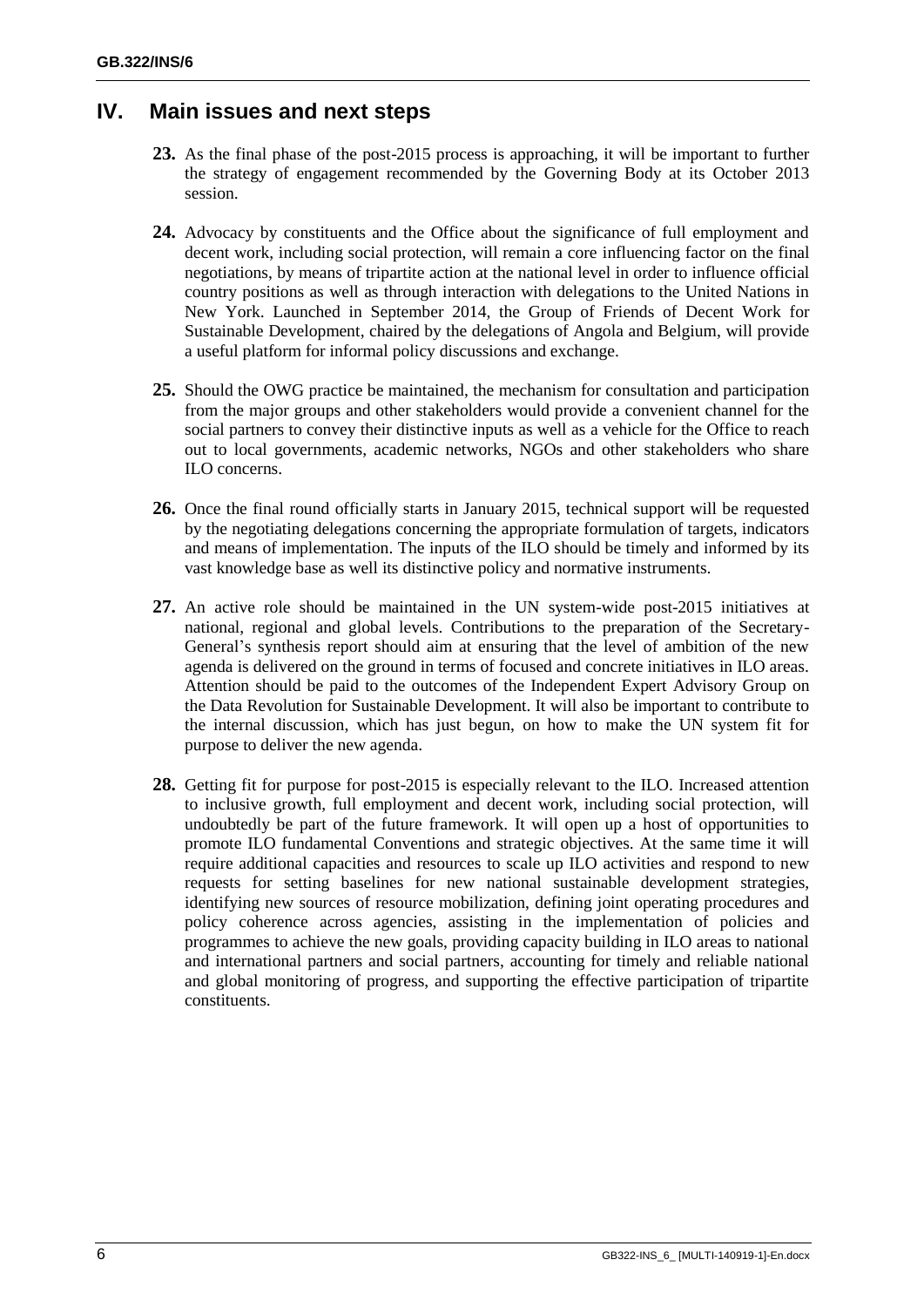## IV. Main issues and next steps

**23.** As the final phase of the post-2015 process is approaching, it will be important to further the strategy of engagement recommended by the Governing Body at its October 2013 session.

**24.** Advocacy by constituents and the Office about the significance of full employment and decent work, including social protection, will remain a core influencing factor on the final negotiations, by means of tripartite action at the national level in order to influence official country positions as well as through interaction with delegations to the United Nations in New York. Launched in September 2014, the Group of Friends of Decent Work for Sustainable Development, chaired by the delegations of Angola and Belgium, will provide a useful platform for informal policy discussions and exchange.

**25.** Should the OWG practice be maintained, the mechanism for consultation and participation from the major groups and other stakeholders would provide a convenient channel for the social partners to convey their distinctive inputs as well as a vehicle for the Office to reach out to local governments, academic networks, NGOs and other stakeholders who share ILO concerns.

**26.** Once the final round officially starts in January 2015, technical support will be requested by the negotiating delegations concerning the appropriate formulation of targets, indicators and means of implementation. The inputs of the ILO should be timely and informed by its vast knowledge base as well its distinctive policy and normative instruments.

**27.** An active role should be maintained in the UN system-wide post-2015 initiatives at national, regional and global levels. Contributions to the preparation of the Secretary-General's synthesis report should aim at ensuring that the level of ambition of the new agenda is delivered on the ground in terms of focused and concrete initiatives in ILO areas. Attention should be paid to the outcomes of the Independent Expert Advisory Group on the Data Revolution for Sustainable Development. It will also be important to contribute to the internal discussion, which has just begun, on how to make the UN system fit for purpose to deliver the new agenda.

**28.** Getting fit for purpose for post-2015 is especially relevant to the ILO. Increased attention to inclusive growth, full employment and decent work, including social protection, will undoubtedly be part of the future framework. It will open up a host of opportunities to promote ILO fundamental Conventions and strategic objectives. At the same time it will require additional capacities and resources to scale up ILO activities and respond to new requests for setting baselines for new national sustainable development strategies, identifying new sources of resource mobilization, defining joint operating procedures and policy coherence across agencies, assisting in the implementation of policies and programmes to achieve the new goals, providing capacity building in ILO areas to national and international partners and social partners, accounting for timely and reliable national and global monitoring of progress, and supporting the effective participation of tripartite constituents.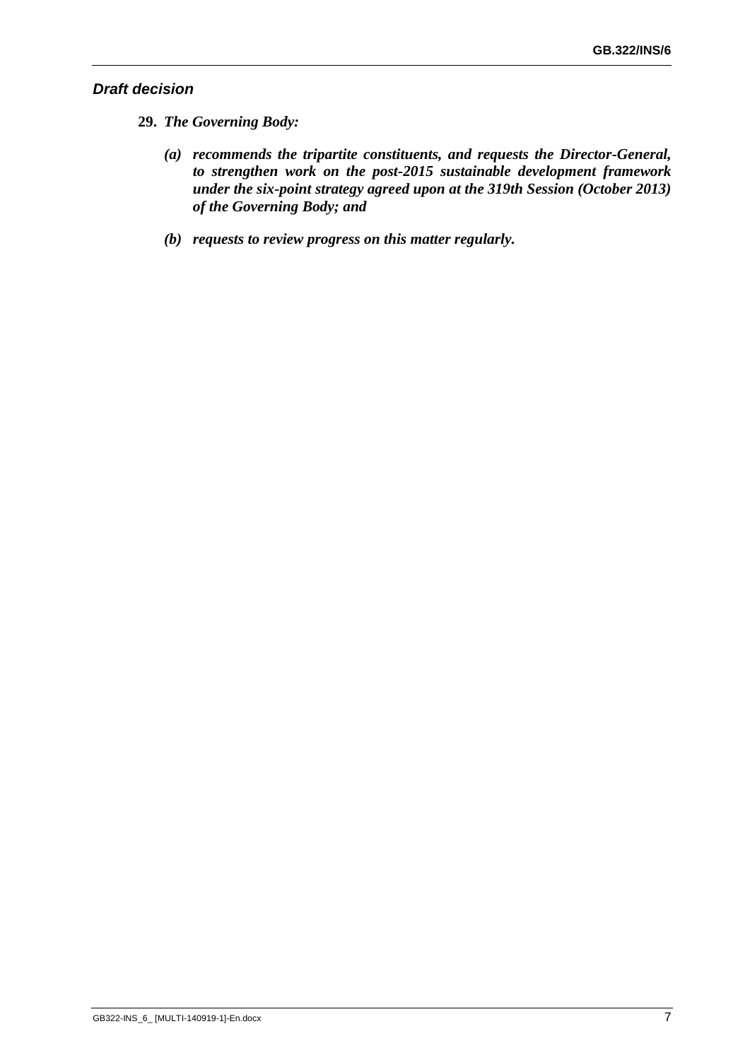### *Draft decision*

**29.** ***The Governing Body:***

***(a)*** ***recommends the tripartite constituents, and requests the Director-General, to strengthen work on the post-2015 sustainable development framework under the six-point strategy agreed upon at the 319th Session (October 2013) of the Governing Body; and***

***(b)*** ***requests to review progress on this matter regularly.***